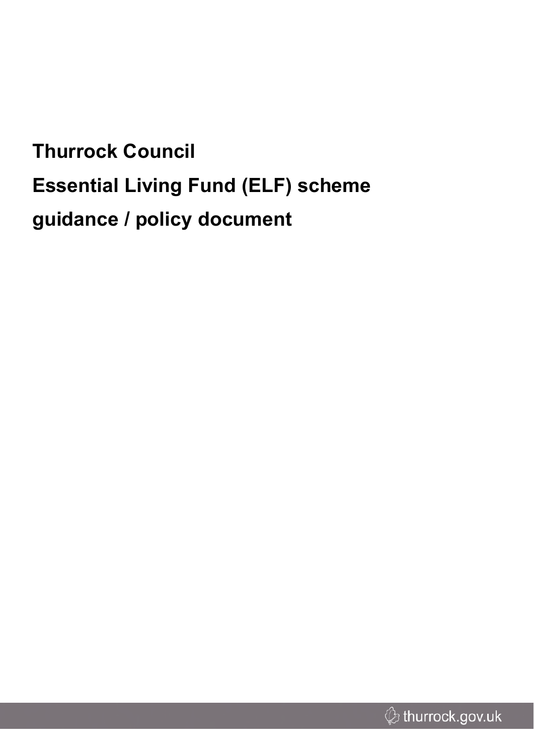# Thurrock Council

# Essential Living Fund (ELF) scheme

# guidance / policy document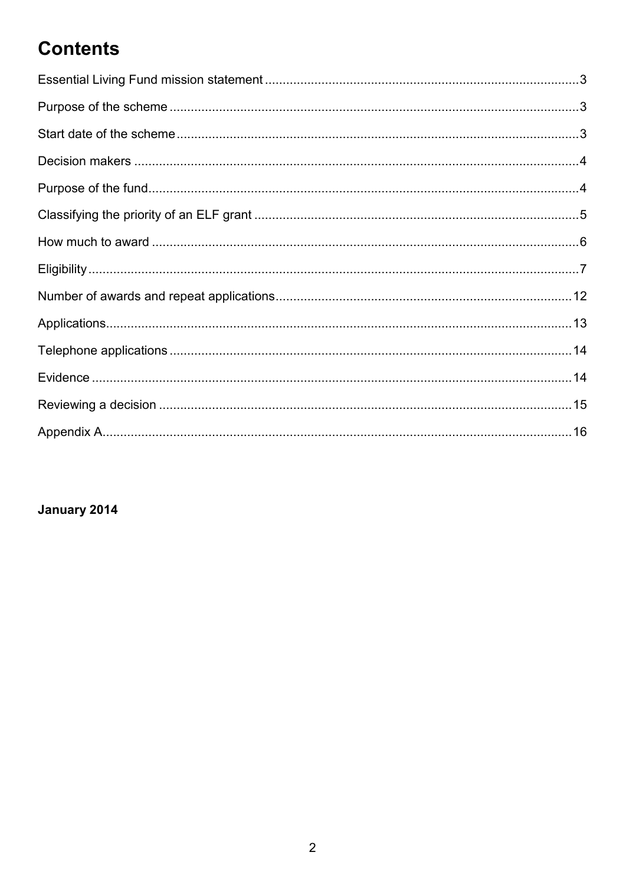# Contents

Essential Living Fund mission statement ........................................................................................3

Purpose of the scheme ...................................................................................................................3

Start date of the scheme .................................................................................................................3

Decision makers .............................................................................................................................4

Purpose of the fund.........................................................................................................................4

Classifying the priority of an ELF grant ...........................................................................................5

How much to award ........................................................................................................................6

Eligibility ..........................................................................................................................................7

Number of awards and repeat applications ...................................................................................12

Applications...................................................................................................................................13

Telephone applications .................................................................................................................14

Evidence .......................................................................................................................................14

Reviewing a decision ....................................................................................................................15

Appendix A....................................................................................................................................16

**January 2014**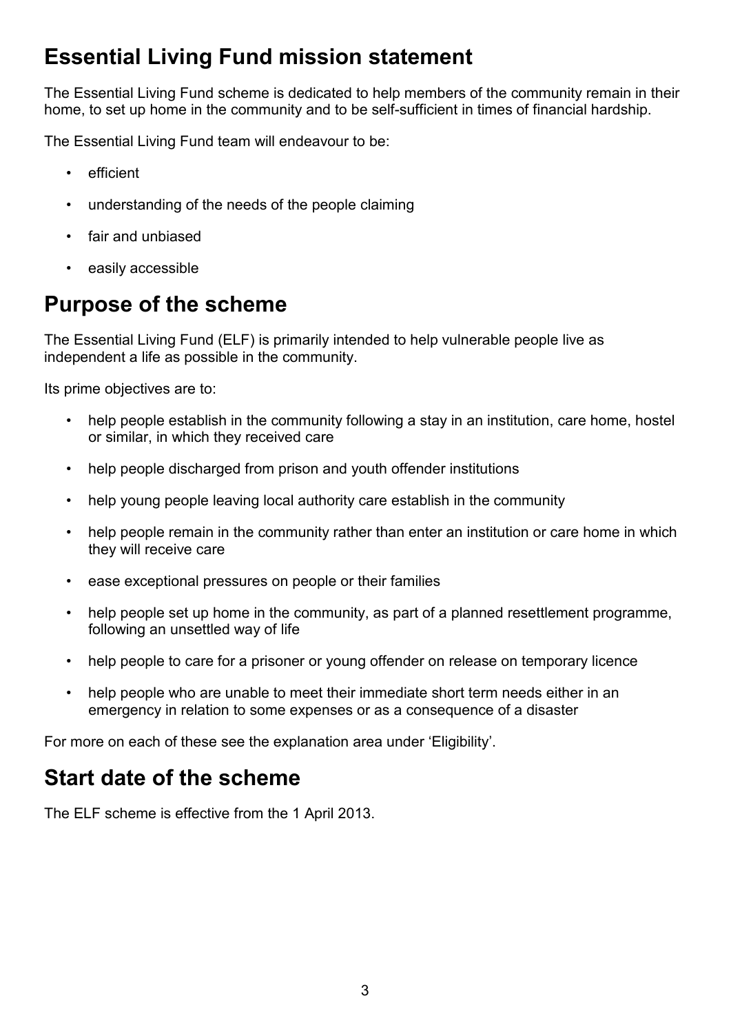## Essential Living Fund mission statement

The Essential Living Fund scheme is dedicated to help members of the community remain in their home, to set up home in the community and to be self-sufficient in times of financial hardship.

The Essential Living Fund team will endeavour to be:

- efficient
- understanding of the needs of the people claiming
- fair and unbiased
- easily accessible

## Purpose of the scheme

The Essential Living Fund (ELF) is primarily intended to help vulnerable people live as independent a life as possible in the community.

Its prime objectives are to:

- help people establish in the community following a stay in an institution, care home, hostel or similar, in which they received care
- help people discharged from prison and youth offender institutions
- help young people leaving local authority care establish in the community
- help people remain in the community rather than enter an institution or care home in which they will receive care
- ease exceptional pressures on people or their families
- help people set up home in the community, as part of a planned resettlement programme, following an unsettled way of life
- help people to care for a prisoner or young offender on release on temporary licence
- help people who are unable to meet their immediate short term needs either in an emergency in relation to some expenses or as a consequence of a disaster

For more on each of these see the explanation area under 'Eligibility'.

## Start date of the scheme

The ELF scheme is effective from the 1 April 2013.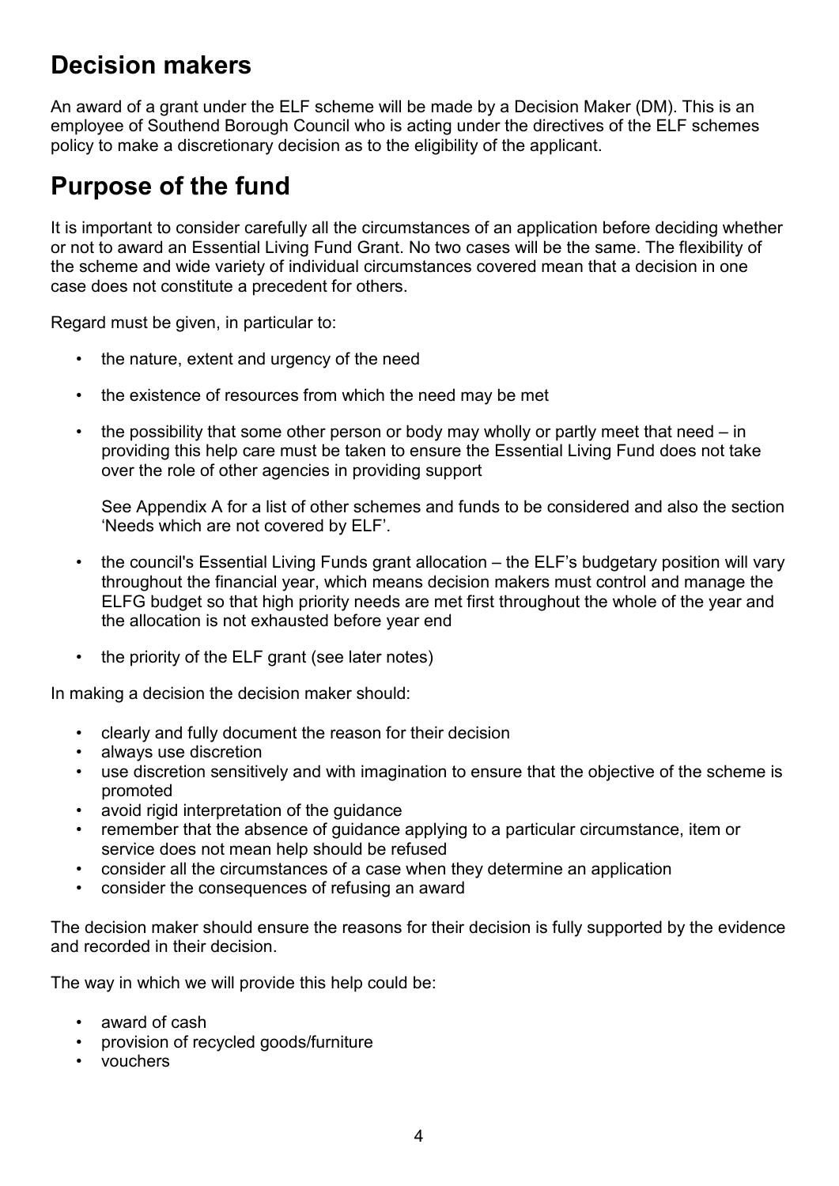## Decision makers

An award of a grant under the ELF scheme will be made by a Decision Maker (DM). This is an employee of Southend Borough Council who is acting under the directives of the ELF schemes policy to make a discretionary decision as to the eligibility of the applicant.

## Purpose of the fund

It is important to consider carefully all the circumstances of an application before deciding whether or not to award an Essential Living Fund Grant. No two cases will be the same. The flexibility of the scheme and wide variety of individual circumstances covered mean that a decision in one case does not constitute a precedent for others.

Regard must be given, in particular to:

- the nature, extent and urgency of the need
- the existence of resources from which the need may be met
- the possibility that some other person or body may wholly or partly meet that need – in providing this help care must be taken to ensure the Essential Living Fund does not take over the role of other agencies in providing support

  See Appendix A for a list of other schemes and funds to be considered and also the section 'Needs which are not covered by ELF'.

- the council's Essential Living Funds grant allocation – the ELF's budgetary position will vary throughout the financial year, which means decision makers must control and manage the ELFG budget so that high priority needs are met first throughout the whole of the year and the allocation is not exhausted before year end
- the priority of the ELF grant (see later notes)

In making a decision the decision maker should:

- clearly and fully document the reason for their decision
- always use discretion
- use discretion sensitively and with imagination to ensure that the objective of the scheme is promoted
- avoid rigid interpretation of the guidance
- remember that the absence of guidance applying to a particular circumstance, item or service does not mean help should be refused
- consider all the circumstances of a case when they determine an application
- consider the consequences of refusing an award

The decision maker should ensure the reasons for their decision is fully supported by the evidence and recorded in their decision.

The way in which we will provide this help could be:

- award of cash
- provision of recycled goods/furniture
- vouchers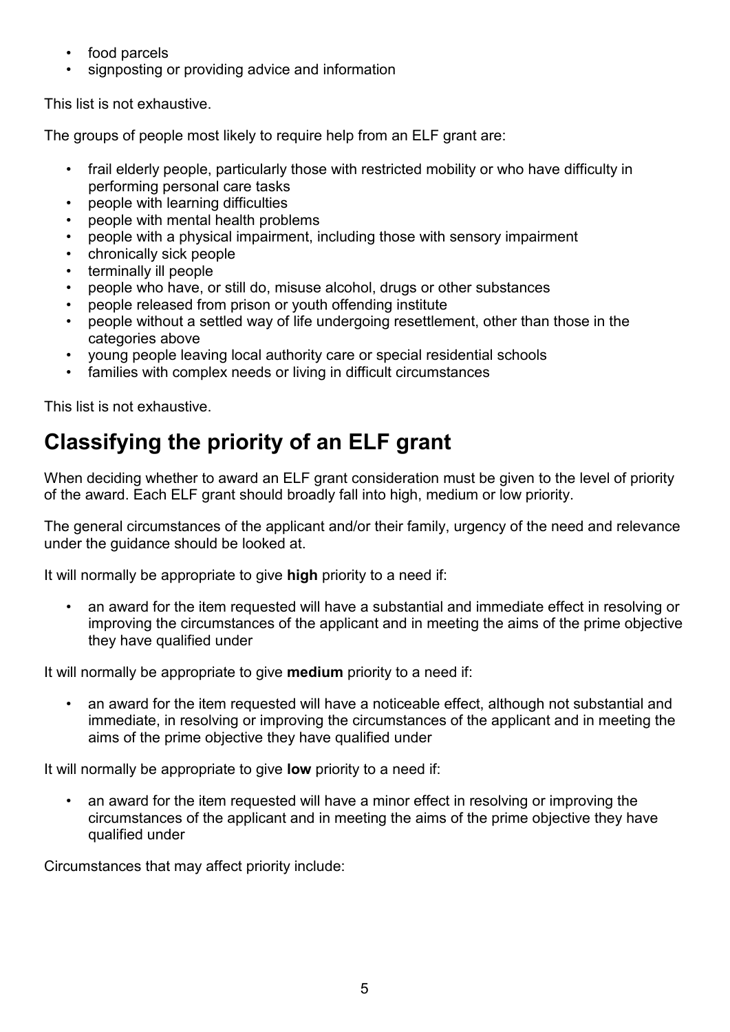- food parcels
- signposting or providing advice and information

This list is not exhaustive.

The groups of people most likely to require help from an ELF grant are:

- frail elderly people, particularly those with restricted mobility or who have difficulty in performing personal care tasks
- people with learning difficulties
- people with mental health problems
- people with a physical impairment, including those with sensory impairment
- chronically sick people
- terminally ill people
- people who have, or still do, misuse alcohol, drugs or other substances
- people released from prison or youth offending institute
- people without a settled way of life undergoing resettlement, other than those in the categories above
- young people leaving local authority care or special residential schools
- families with complex needs or living in difficult circumstances

This list is not exhaustive.

## Classifying the priority of an ELF grant

When deciding whether to award an ELF grant consideration must be given to the level of priority of the award. Each ELF grant should broadly fall into high, medium or low priority.

The general circumstances of the applicant and/or their family, urgency of the need and relevance under the guidance should be looked at.

It will normally be appropriate to give **high** priority to a need if:

- an award for the item requested will have a substantial and immediate effect in resolving or improving the circumstances of the applicant and in meeting the aims of the prime objective they have qualified under

It will normally be appropriate to give **medium** priority to a need if:

- an award for the item requested will have a noticeable effect, although not substantial and immediate, in resolving or improving the circumstances of the applicant and in meeting the aims of the prime objective they have qualified under

It will normally be appropriate to give **low** priority to a need if:

- an award for the item requested will have a minor effect in resolving or improving the circumstances of the applicant and in meeting the aims of the prime objective they have qualified under

Circumstances that may affect priority include: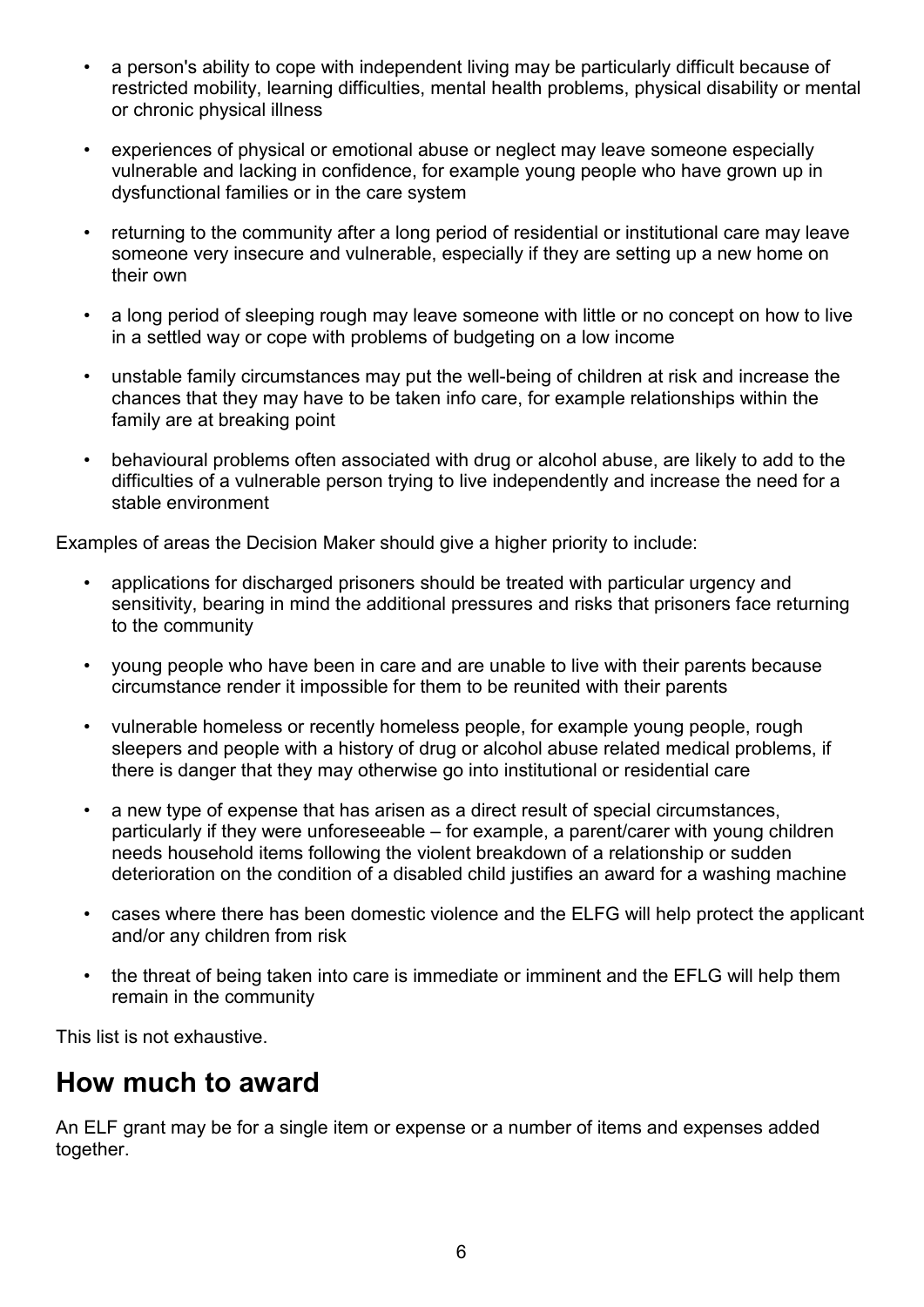- a person's ability to cope with independent living may be particularly difficult because of restricted mobility, learning difficulties, mental health problems, physical disability or mental or chronic physical illness
- experiences of physical or emotional abuse or neglect may leave someone especially vulnerable and lacking in confidence, for example young people who have grown up in dysfunctional families or in the care system
- returning to the community after a long period of residential or institutional care may leave someone very insecure and vulnerable, especially if they are setting up a new home on their own
- a long period of sleeping rough may leave someone with little or no concept on how to live in a settled way or cope with problems of budgeting on a low income
- unstable family circumstances may put the well-being of children at risk and increase the chances that they may have to be taken info care, for example relationships within the family are at breaking point
- behavioural problems often associated with drug or alcohol abuse, are likely to add to the difficulties of a vulnerable person trying to live independently and increase the need for a stable environment

Examples of areas the Decision Maker should give a higher priority to include:

- applications for discharged prisoners should be treated with particular urgency and sensitivity, bearing in mind the additional pressures and risks that prisoners face returning to the community
- young people who have been in care and are unable to live with their parents because circumstance render it impossible for them to be reunited with their parents
- vulnerable homeless or recently homeless people, for example young people, rough sleepers and people with a history of drug or alcohol abuse related medical problems, if there is danger that they may otherwise go into institutional or residential care
- a new type of expense that has arisen as a direct result of special circumstances, particularly if they were unforeseeable – for example, a parent/carer with young children needs household items following the violent breakdown of a relationship or sudden deterioration on the condition of a disabled child justifies an award for a washing machine
- cases where there has been domestic violence and the ELFG will help protect the applicant and/or any children from risk
- the threat of being taken into care is immediate or imminent and the EFLG will help them remain in the community

This list is not exhaustive.

## How much to award

An ELF grant may be for a single item or expense or a number of items and expenses added together.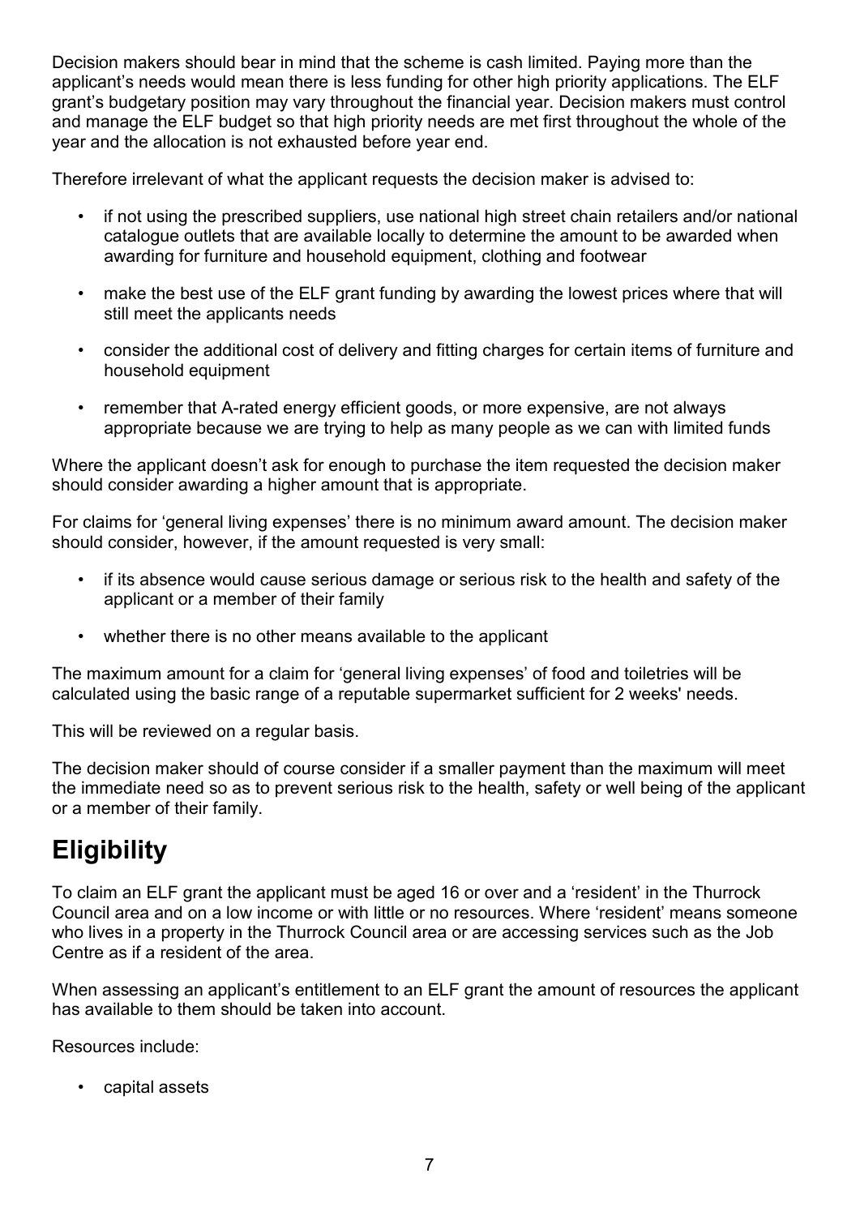Decision makers should bear in mind that the scheme is cash limited. Paying more than the applicant's needs would mean there is less funding for other high priority applications. The ELF grant's budgetary position may vary throughout the financial year. Decision makers must control and manage the ELF budget so that high priority needs are met first throughout the whole of the year and the allocation is not exhausted before year end.

Therefore irrelevant of what the applicant requests the decision maker is advised to:

- if not using the prescribed suppliers, use national high street chain retailers and/or national catalogue outlets that are available locally to determine the amount to be awarded when awarding for furniture and household equipment, clothing and footwear
- make the best use of the ELF grant funding by awarding the lowest prices where that will still meet the applicants needs
- consider the additional cost of delivery and fitting charges for certain items of furniture and household equipment
- remember that A-rated energy efficient goods, or more expensive, are not always appropriate because we are trying to help as many people as we can with limited funds

Where the applicant doesn't ask for enough to purchase the item requested the decision maker should consider awarding a higher amount that is appropriate.

For claims for 'general living expenses' there is no minimum award amount. The decision maker should consider, however, if the amount requested is very small:

- if its absence would cause serious damage or serious risk to the health and safety of the applicant or a member of their family
- whether there is no other means available to the applicant

The maximum amount for a claim for 'general living expenses' of food and toiletries will be calculated using the basic range of a reputable supermarket sufficient for 2 weeks' needs.

This will be reviewed on a regular basis.

The decision maker should of course consider if a smaller payment than the maximum will meet the immediate need so as to prevent serious risk to the health, safety or well being of the applicant or a member of their family.

# Eligibility

To claim an ELF grant the applicant must be aged 16 or over and a 'resident' in the Thurrock Council area and on a low income or with little or no resources. Where 'resident' means someone who lives in a property in the Thurrock Council area or are accessing services such as the Job Centre as if a resident of the area.

When assessing an applicant's entitlement to an ELF grant the amount of resources the applicant has available to them should be taken into account.

Resources include:

- capital assets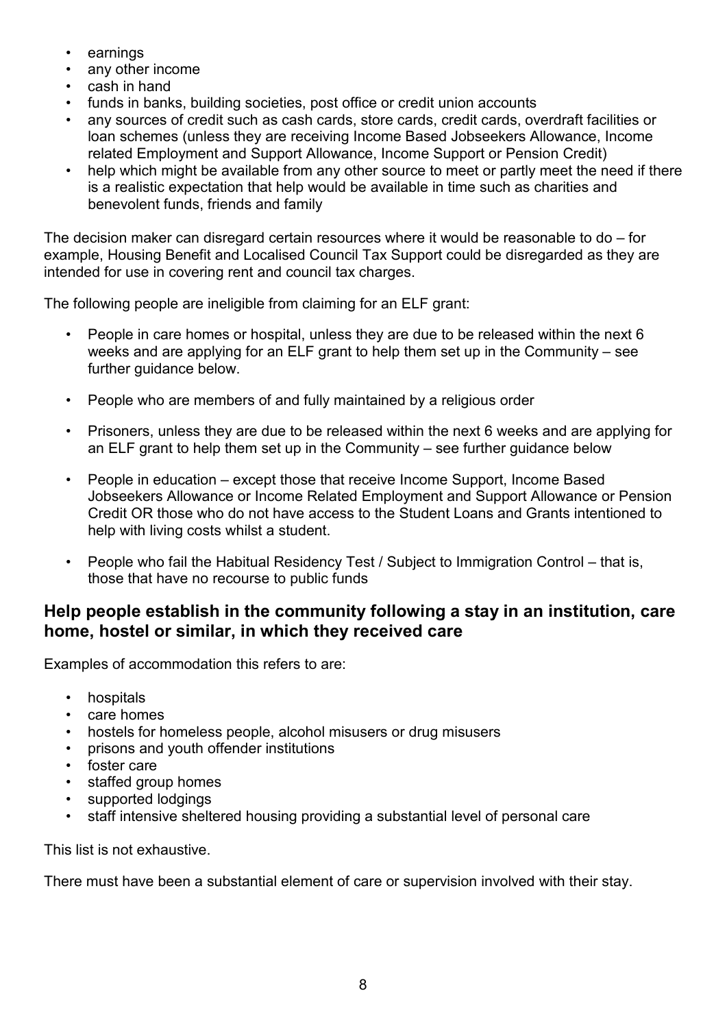- earnings
- any other income
- cash in hand
- funds in banks, building societies, post office or credit union accounts
- any sources of credit such as cash cards, store cards, credit cards, overdraft facilities or loan schemes (unless they are receiving Income Based Jobseekers Allowance, Income related Employment and Support Allowance, Income Support or Pension Credit)
- help which might be available from any other source to meet or partly meet the need if there is a realistic expectation that help would be available in time such as charities and benevolent funds, friends and family

The decision maker can disregard certain resources where it would be reasonable to do – for example, Housing Benefit and Localised Council Tax Support could be disregarded as they are intended for use in covering rent and council tax charges.

The following people are ineligible from claiming for an ELF grant:

- People in care homes or hospital, unless they are due to be released within the next 6 weeks and are applying for an ELF grant to help them set up in the Community – see further guidance below.
- People who are members of and fully maintained by a religious order
- Prisoners, unless they are due to be released within the next 6 weeks and are applying for an ELF grant to help them set up in the Community – see further guidance below
- People in education – except those that receive Income Support, Income Based Jobseekers Allowance or Income Related Employment and Support Allowance or Pension Credit OR those who do not have access to the Student Loans and Grants intentioned to help with living costs whilst a student.
- People who fail the Habitual Residency Test / Subject to Immigration Control – that is, those that have no recourse to public funds

## Help people establish in the community following a stay in an institution, care home, hostel or similar, in which they received care

Examples of accommodation this refers to are:

- hospitals
- care homes
- hostels for homeless people, alcohol misusers or drug misusers
- prisons and youth offender institutions
- foster care
- staffed group homes
- supported lodgings
- staff intensive sheltered housing providing a substantial level of personal care

This list is not exhaustive.

There must have been a substantial element of care or supervision involved with their stay.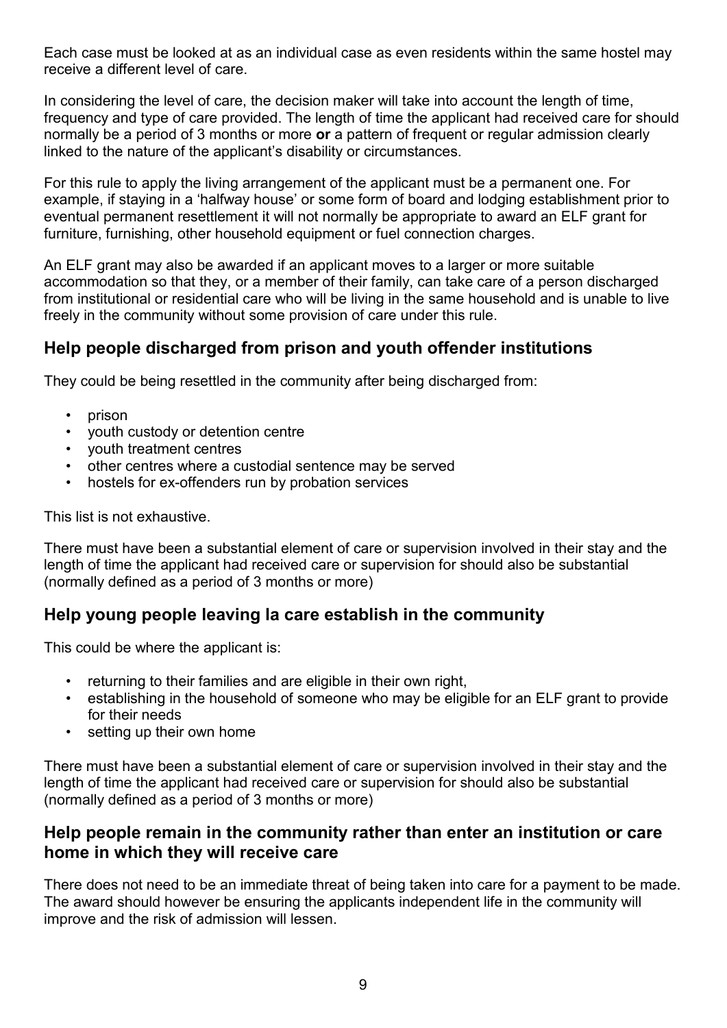Each case must be looked at as an individual case as even residents within the same hostel may receive a different level of care.

In considering the level of care, the decision maker will take into account the length of time, frequency and type of care provided. The length of time the applicant had received care for should normally be a period of 3 months or more **or** a pattern of frequent or regular admission clearly linked to the nature of the applicant's disability or circumstances.

For this rule to apply the living arrangement of the applicant must be a permanent one. For example, if staying in a 'halfway house' or some form of board and lodging establishment prior to eventual permanent resettlement it will not normally be appropriate to award an ELF grant for furniture, furnishing, other household equipment or fuel connection charges.

An ELF grant may also be awarded if an applicant moves to a larger or more suitable accommodation so that they, or a member of their family, can take care of a person discharged from institutional or residential care who will be living in the same household and is unable to live freely in the community without some provision of care under this rule.

## Help people discharged from prison and youth offender institutions

They could be being resettled in the community after being discharged from:

- prison
- youth custody or detention centre
- youth treatment centres
- other centres where a custodial sentence may be served
- hostels for ex-offenders run by probation services

This list is not exhaustive.

There must have been a substantial element of care or supervision involved in their stay and the length of time the applicant had received care or supervision for should also be substantial (normally defined as a period of 3 months or more)

## Help young people leaving la care establish in the community

This could be where the applicant is:

- returning to their families and are eligible in their own right,
- establishing in the household of someone who may be eligible for an ELF grant to provide for their needs
- setting up their own home

There must have been a substantial element of care or supervision involved in their stay and the length of time the applicant had received care or supervision for should also be substantial (normally defined as a period of 3 months or more)

## Help people remain in the community rather than enter an institution or care home in which they will receive care

There does not need to be an immediate threat of being taken into care for a payment to be made. The award should however be ensuring the applicants independent life in the community will improve and the risk of admission will lessen.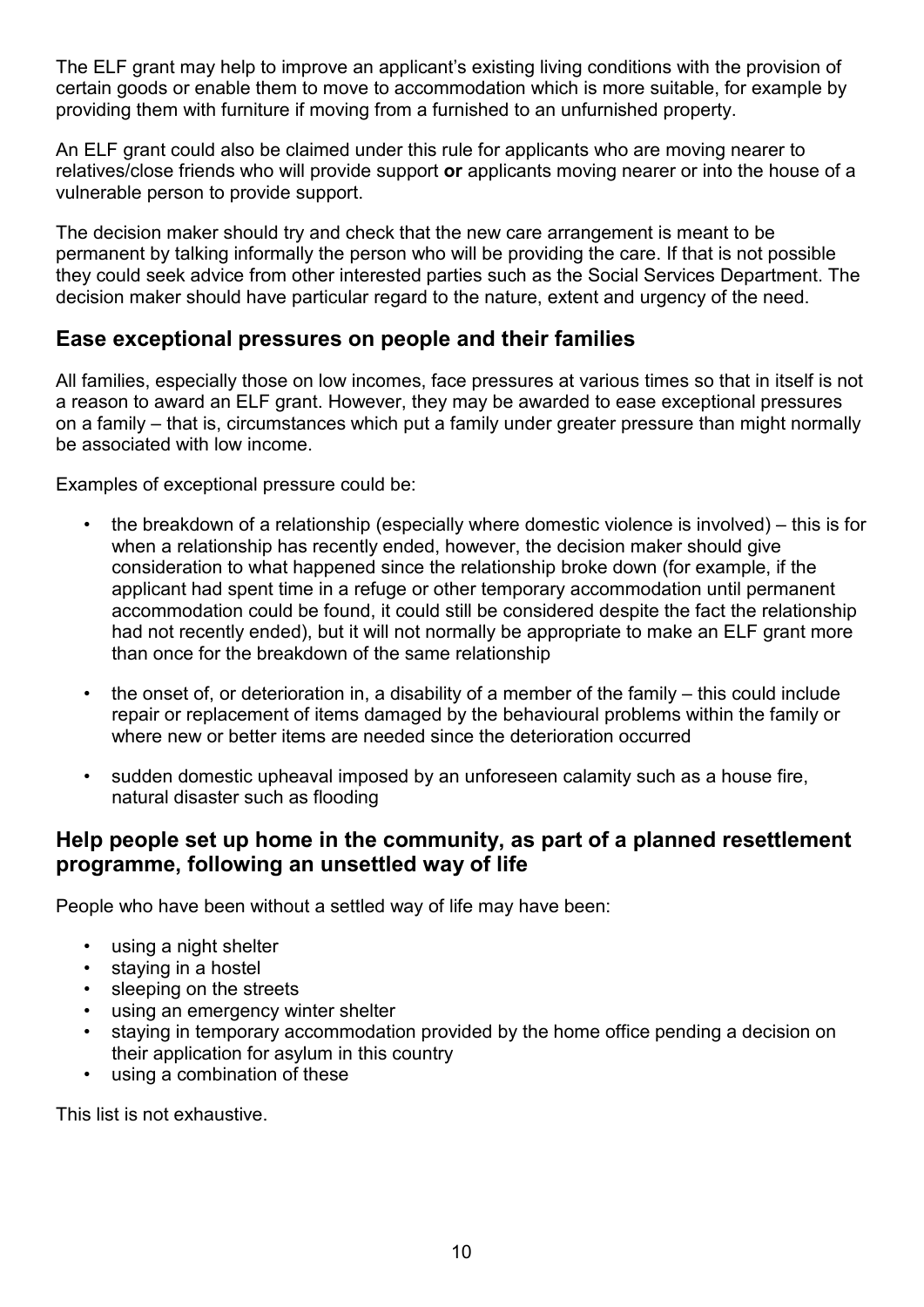The ELF grant may help to improve an applicant's existing living conditions with the provision of certain goods or enable them to move to accommodation which is more suitable, for example by providing them with furniture if moving from a furnished to an unfurnished property.

An ELF grant could also be claimed under this rule for applicants who are moving nearer to relatives/close friends who will provide support **or** applicants moving nearer or into the house of a vulnerable person to provide support.

The decision maker should try and check that the new care arrangement is meant to be permanent by talking informally the person who will be providing the care. If that is not possible they could seek advice from other interested parties such as the Social Services Department. The decision maker should have particular regard to the nature, extent and urgency of the need.

## Ease exceptional pressures on people and their families

All families, especially those on low incomes, face pressures at various times so that in itself is not a reason to award an ELF grant. However, they may be awarded to ease exceptional pressures on a family – that is, circumstances which put a family under greater pressure than might normally be associated with low income.

Examples of exceptional pressure could be:

- the breakdown of a relationship (especially where domestic violence is involved) – this is for when a relationship has recently ended, however, the decision maker should give consideration to what happened since the relationship broke down (for example, if the applicant had spent time in a refuge or other temporary accommodation until permanent accommodation could be found, it could still be considered despite the fact the relationship had not recently ended), but it will not normally be appropriate to make an ELF grant more than once for the breakdown of the same relationship
- the onset of, or deterioration in, a disability of a member of the family – this could include repair or replacement of items damaged by the behavioural problems within the family or where new or better items are needed since the deterioration occurred
- sudden domestic upheaval imposed by an unforeseen calamity such as a house fire, natural disaster such as flooding

## Help people set up home in the community, as part of a planned resettlement programme, following an unsettled way of life

People who have been without a settled way of life may have been:

- using a night shelter
- staying in a hostel
- sleeping on the streets
- using an emergency winter shelter
- staying in temporary accommodation provided by the home office pending a decision on their application for asylum in this country
- using a combination of these

This list is not exhaustive.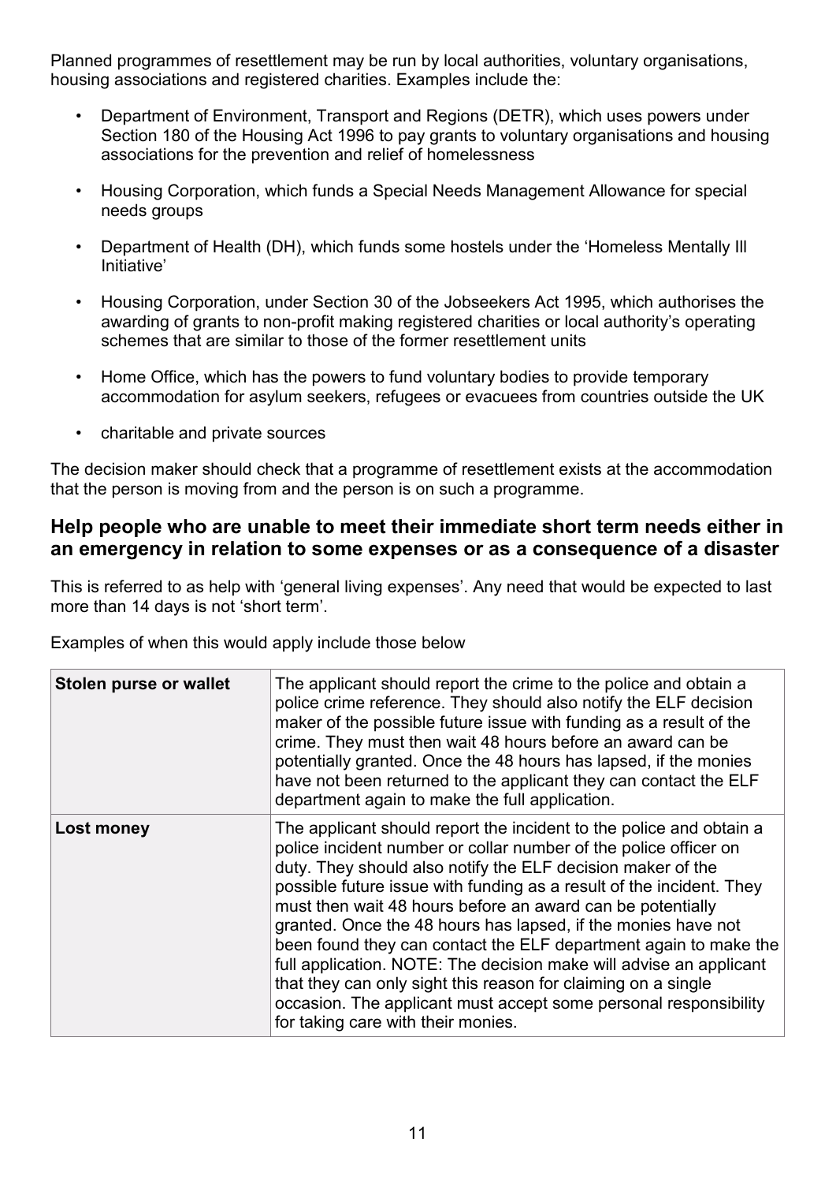Planned programmes of resettlement may be run by local authorities, voluntary organisations, housing associations and registered charities. Examples include the:

- Department of Environment, Transport and Regions (DETR), which uses powers under Section 180 of the Housing Act 1996 to pay grants to voluntary organisations and housing associations for the prevention and relief of homelessness
- Housing Corporation, which funds a Special Needs Management Allowance for special needs groups
- Department of Health (DH), which funds some hostels under the 'Homeless Mentally Ill Initiative'
- Housing Corporation, under Section 30 of the Jobseekers Act 1995, which authorises the awarding of grants to non-profit making registered charities or local authority's operating schemes that are similar to those of the former resettlement units
- Home Office, which has the powers to fund voluntary bodies to provide temporary accommodation for asylum seekers, refugees or evacuees from countries outside the UK
- charitable and private sources

The decision maker should check that a programme of resettlement exists at the accommodation that the person is moving from and the person is on such a programme.

## Help people who are unable to meet their immediate short term needs either in an emergency in relation to some expenses or as a consequence of a disaster

This is referred to as help with 'general living expenses'. Any need that would be expected to last more than 14 days is not 'short term'.

Examples of when this would apply include those below

| **Stolen purse or wallet** | The applicant should report the crime to the police and obtain a police crime reference. They should also notify the ELF decision maker of the possible future issue with funding as a result of the crime. They must then wait 48 hours before an award can be potentially granted. Once the 48 hours has lapsed, if the monies have not been returned to the applicant they can contact the ELF department again to make the full application. |
|---|---|
| **Lost money** | The applicant should report the incident to the police and obtain a police incident number or collar number of the police officer on duty. They should also notify the ELF decision maker of the possible future issue with funding as a result of the incident. They must then wait 48 hours before an award can be potentially granted. Once the 48 hours has lapsed, if the monies have not been found they can contact the ELF department again to make the full application. NOTE: The decision make will advise an applicant that they can only sight this reason for claiming on a single occasion. The applicant must accept some personal responsibility for taking care with their monies. |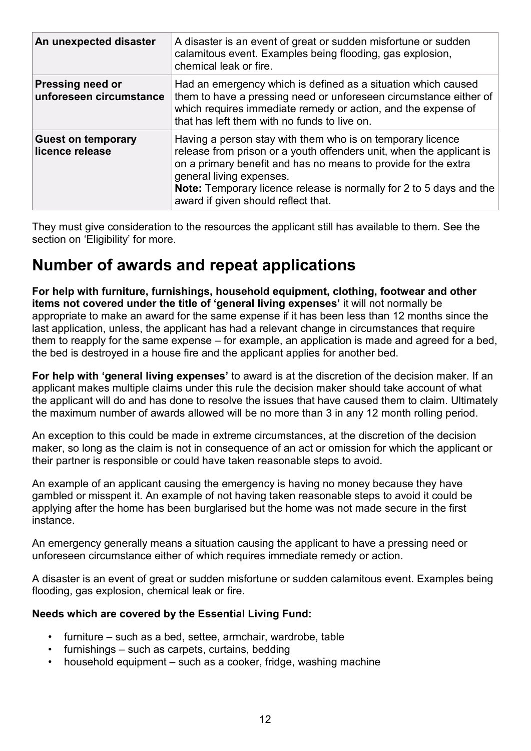| An unexpected disaster | A disaster is an event of great or sudden misfortune or sudden calamitous event. Examples being flooding, gas explosion, chemical leak or fire. |
|---|---|
| **Pressing need or unforeseen circumstance** | Had an emergency which is defined as a situation which caused them to have a pressing need or unforeseen circumstance either of which requires immediate remedy or action, and the expense of that has left them with no funds to live on. |
| **Guest on temporary licence release** | Having a person stay with them who is on temporary licence release from prison or a youth offenders unit, when the applicant is on a primary benefit and has no means to provide for the extra general living expenses. **Note:** Temporary licence release is normally for 2 to 5 days and the award if given should reflect that. |

They must give consideration to the resources the applicant still has available to them. See the section on 'Eligibility' for more.

## Number of awards and repeat applications

**For help with furniture, furnishings, household equipment, clothing, footwear and other items not covered under the title of 'general living expenses'** it will not normally be appropriate to make an award for the same expense if it has been less than 12 months since the last application, unless, the applicant has had a relevant change in circumstances that require them to reapply for the same expense – for example, an application is made and agreed for a bed, the bed is destroyed in a house fire and the applicant applies for another bed.

**For help with 'general living expenses'** to award is at the discretion of the decision maker. If an applicant makes multiple claims under this rule the decision maker should take account of what the applicant will do and has done to resolve the issues that have caused them to claim. Ultimately the maximum number of awards allowed will be no more than 3 in any 12 month rolling period.

An exception to this could be made in extreme circumstances, at the discretion of the decision maker, so long as the claim is not in consequence of an act or omission for which the applicant or their partner is responsible or could have taken reasonable steps to avoid.

An example of an applicant causing the emergency is having no money because they have gambled or misspent it. An example of not having taken reasonable steps to avoid it could be applying after the home has been burglarised but the home was not made secure in the first instance.

An emergency generally means a situation causing the applicant to have a pressing need or unforeseen circumstance either of which requires immediate remedy or action.

A disaster is an event of great or sudden misfortune or sudden calamitous event. Examples being flooding, gas explosion, chemical leak or fire.

**Needs which are covered by the Essential Living Fund:**

- furniture – such as a bed, settee, armchair, wardrobe, table
- furnishings – such as carpets, curtains, bedding
- household equipment – such as a cooker, fridge, washing machine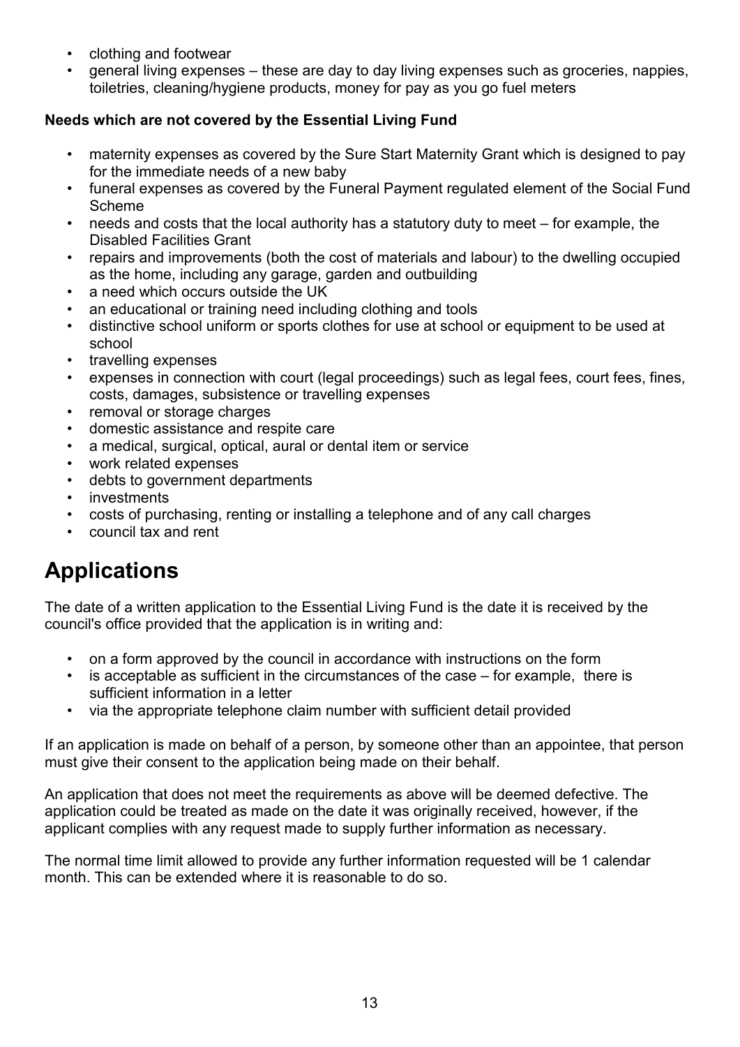- clothing and footwear
- general living expenses – these are day to day living expenses such as groceries, nappies, toiletries, cleaning/hygiene products, money for pay as you go fuel meters

**Needs which are not covered by the Essential Living Fund**

- maternity expenses as covered by the Sure Start Maternity Grant which is designed to pay for the immediate needs of a new baby
- funeral expenses as covered by the Funeral Payment regulated element of the Social Fund Scheme
- needs and costs that the local authority has a statutory duty to meet – for example, the Disabled Facilities Grant
- repairs and improvements (both the cost of materials and labour) to the dwelling occupied as the home, including any garage, garden and outbuilding
- a need which occurs outside the UK
- an educational or training need including clothing and tools
- distinctive school uniform or sports clothes for use at school or equipment to be used at school
- travelling expenses
- expenses in connection with court (legal proceedings) such as legal fees, court fees, fines, costs, damages, subsistence or travelling expenses
- removal or storage charges
- domestic assistance and respite care
- a medical, surgical, optical, aural or dental item or service
- work related expenses
- debts to government departments
- investments
- costs of purchasing, renting or installing a telephone and of any call charges
- council tax and rent

# Applications

The date of a written application to the Essential Living Fund is the date it is received by the council's office provided that the application is in writing and:

- on a form approved by the council in accordance with instructions on the form
- is acceptable as sufficient in the circumstances of the case – for example, there is sufficient information in a letter
- via the appropriate telephone claim number with sufficient detail provided

If an application is made on behalf of a person, by someone other than an appointee, that person must give their consent to the application being made on their behalf.

An application that does not meet the requirements as above will be deemed defective. The application could be treated as made on the date it was originally received, however, if the applicant complies with any request made to supply further information as necessary.

The normal time limit allowed to provide any further information requested will be 1 calendar month. This can be extended where it is reasonable to do so.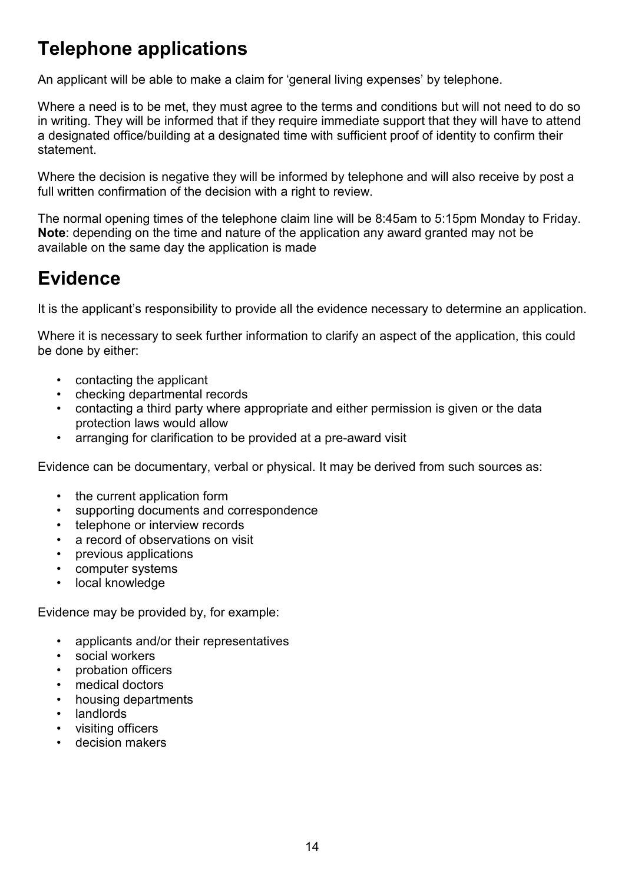## Telephone applications

An applicant will be able to make a claim for 'general living expenses' by telephone.

Where a need is to be met, they must agree to the terms and conditions but will not need to do so in writing. They will be informed that if they require immediate support that they will have to attend a designated office/building at a designated time with sufficient proof of identity to confirm their statement.

Where the decision is negative they will be informed by telephone and will also receive by post a full written confirmation of the decision with a right to review.

The normal opening times of the telephone claim line will be 8:45am to 5:15pm Monday to Friday. **Note**: depending on the time and nature of the application any award granted may not be available on the same day the application is made

## Evidence

It is the applicant's responsibility to provide all the evidence necessary to determine an application.

Where it is necessary to seek further information to clarify an aspect of the application, this could be done by either:

- contacting the applicant
- checking departmental records
- contacting a third party where appropriate and either permission is given or the data protection laws would allow
- arranging for clarification to be provided at a pre-award visit

Evidence can be documentary, verbal or physical. It may be derived from such sources as:

- the current application form
- supporting documents and correspondence
- telephone or interview records
- a record of observations on visit
- previous applications
- computer systems
- local knowledge

Evidence may be provided by, for example:

- applicants and/or their representatives
- social workers
- probation officers
- medical doctors
- housing departments
- landlords
- visiting officers
- decision makers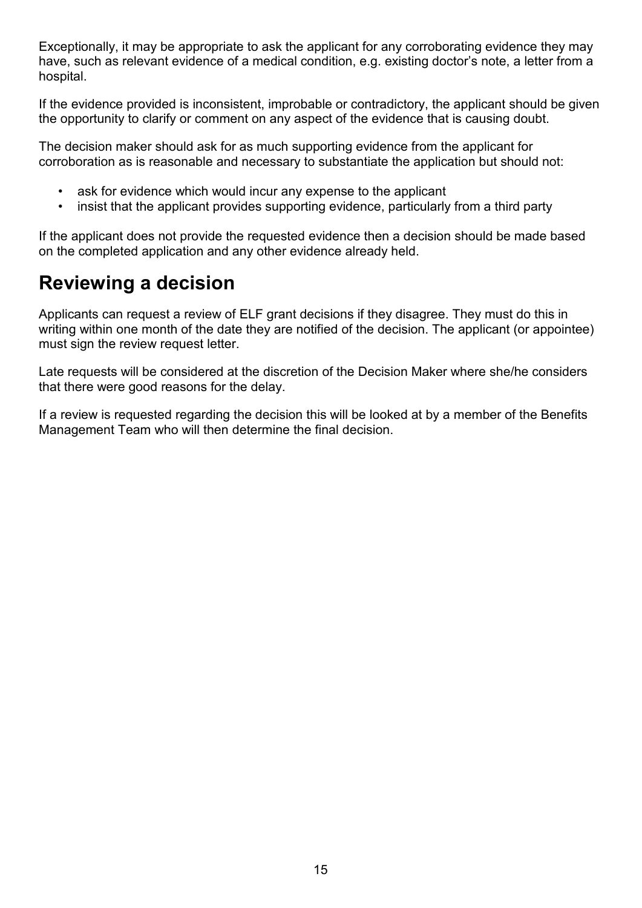Exceptionally, it may be appropriate to ask the applicant for any corroborating evidence they may have, such as relevant evidence of a medical condition, e.g. existing doctor's note, a letter from a hospital.

If the evidence provided is inconsistent, improbable or contradictory, the applicant should be given the opportunity to clarify or comment on any aspect of the evidence that is causing doubt.

The decision maker should ask for as much supporting evidence from the applicant for corroboration as is reasonable and necessary to substantiate the application but should not:

- ask for evidence which would incur any expense to the applicant
- insist that the applicant provides supporting evidence, particularly from a third party

If the applicant does not provide the requested evidence then a decision should be made based on the completed application and any other evidence already held.

## Reviewing a decision

Applicants can request a review of ELF grant decisions if they disagree. They must do this in writing within one month of the date they are notified of the decision. The applicant (or appointee) must sign the review request letter.

Late requests will be considered at the discretion of the Decision Maker where she/he considers that there were good reasons for the delay.

If a review is requested regarding the decision this will be looked at by a member of the Benefits Management Team who will then determine the final decision.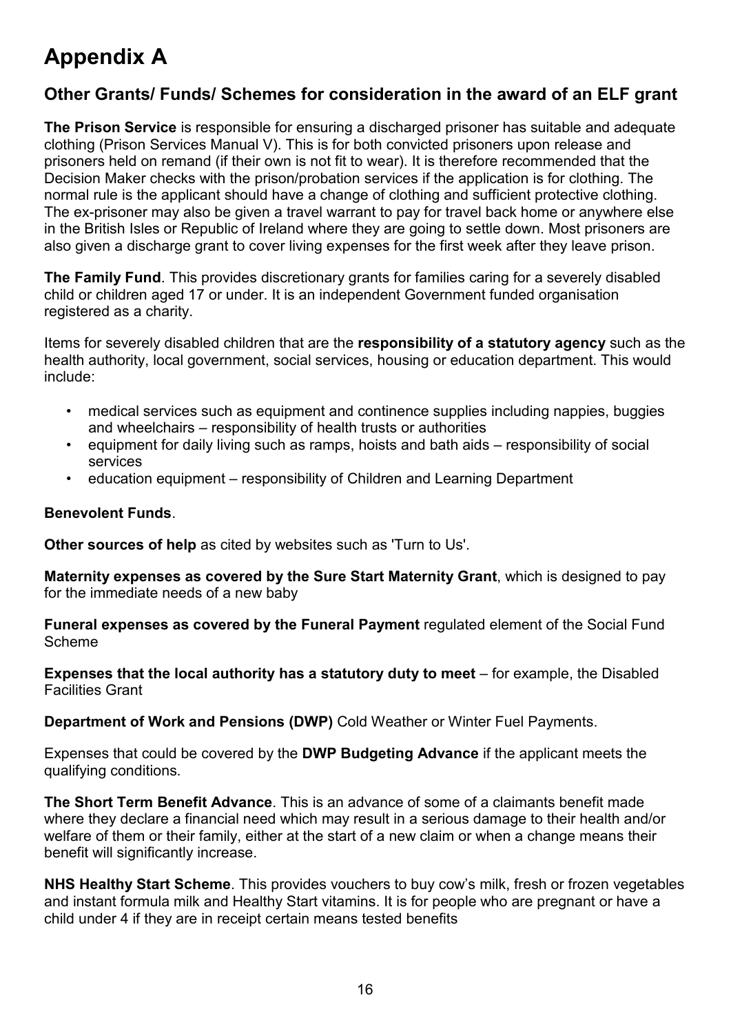# Appendix A

## Other Grants/ Funds/ Schemes for consideration in the award of an ELF grant

**The Prison Service** is responsible for ensuring a discharged prisoner has suitable and adequate clothing (Prison Services Manual V). This is for both convicted prisoners upon release and prisoners held on remand (if their own is not fit to wear). It is therefore recommended that the Decision Maker checks with the prison/probation services if the application is for clothing. The normal rule is the applicant should have a change of clothing and sufficient protective clothing. The ex-prisoner may also be given a travel warrant to pay for travel back home or anywhere else in the British Isles or Republic of Ireland where they are going to settle down. Most prisoners are also given a discharge grant to cover living expenses for the first week after they leave prison.

**The Family Fund**. This provides discretionary grants for families caring for a severely disabled child or children aged 17 or under. It is an independent Government funded organisation registered as a charity.

Items for severely disabled children that are the **responsibility of a statutory agency** such as the health authority, local government, social services, housing or education department. This would include:

- medical services such as equipment and continence supplies including nappies, buggies and wheelchairs – responsibility of health trusts or authorities
- equipment for daily living such as ramps, hoists and bath aids – responsibility of social services
- education equipment – responsibility of Children and Learning Department

**Benevolent Funds**.

**Other sources of help** as cited by websites such as 'Turn to Us'.

**Maternity expenses as covered by the Sure Start Maternity Grant**, which is designed to pay for the immediate needs of a new baby

**Funeral expenses as covered by the Funeral Payment** regulated element of the Social Fund Scheme

**Expenses that the local authority has a statutory duty to meet** – for example, the Disabled Facilities Grant

**Department of Work and Pensions (DWP)** Cold Weather or Winter Fuel Payments.

Expenses that could be covered by the **DWP Budgeting Advance** if the applicant meets the qualifying conditions.

**The Short Term Benefit Advance**. This is an advance of some of a claimants benefit made where they declare a financial need which may result in a serious damage to their health and/or welfare of them or their family, either at the start of a new claim or when a change means their benefit will significantly increase.

**NHS Healthy Start Scheme**. This provides vouchers to buy cow's milk, fresh or frozen vegetables and instant formula milk and Healthy Start vitamins. It is for people who are pregnant or have a child under 4 if they are in receipt certain means tested benefits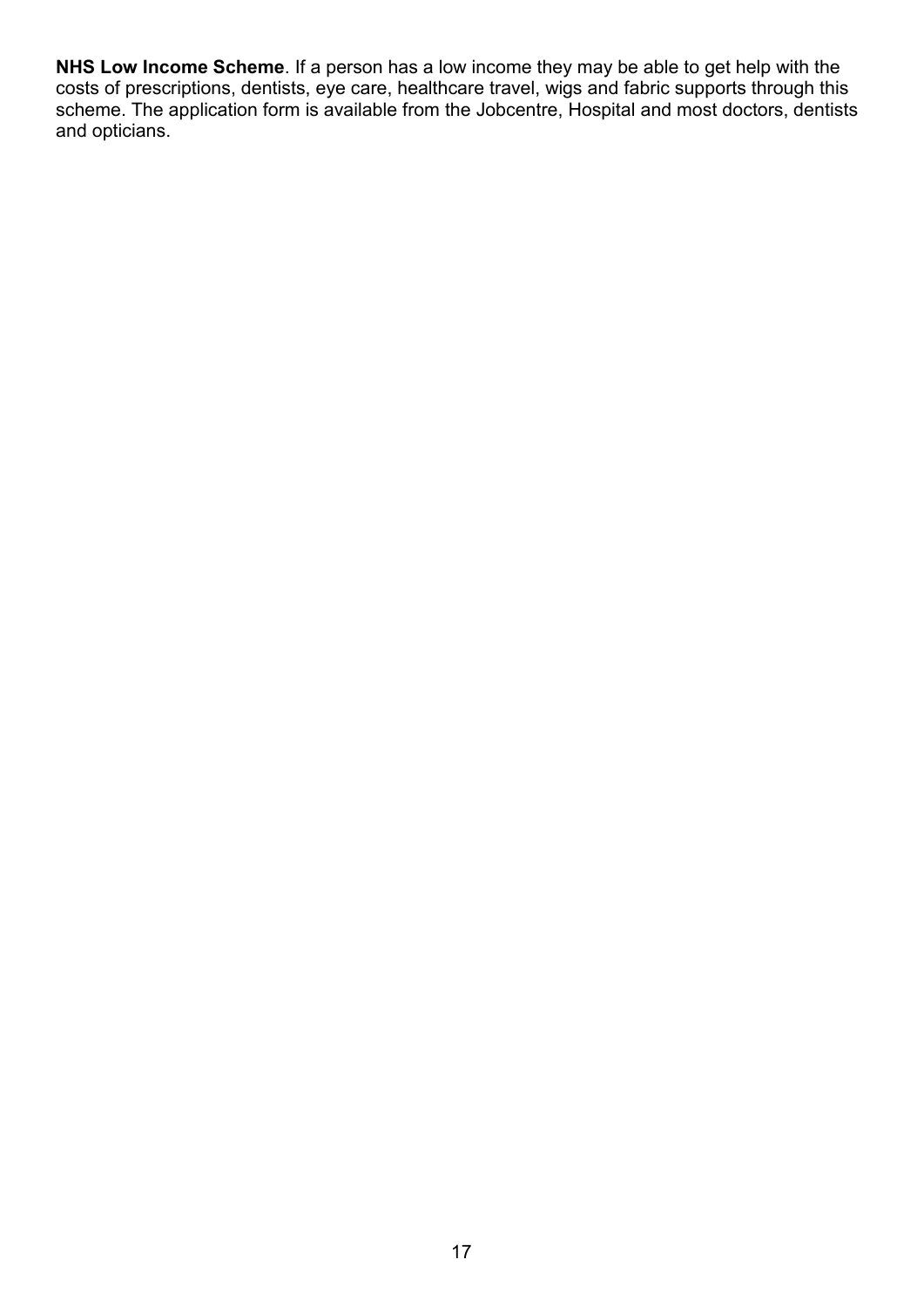**NHS Low Income Scheme**. If a person has a low income they may be able to get help with the costs of prescriptions, dentists, eye care, healthcare travel, wigs and fabric supports through this scheme. The application form is available from the Jobcentre, Hospital and most doctors, dentists and opticians.